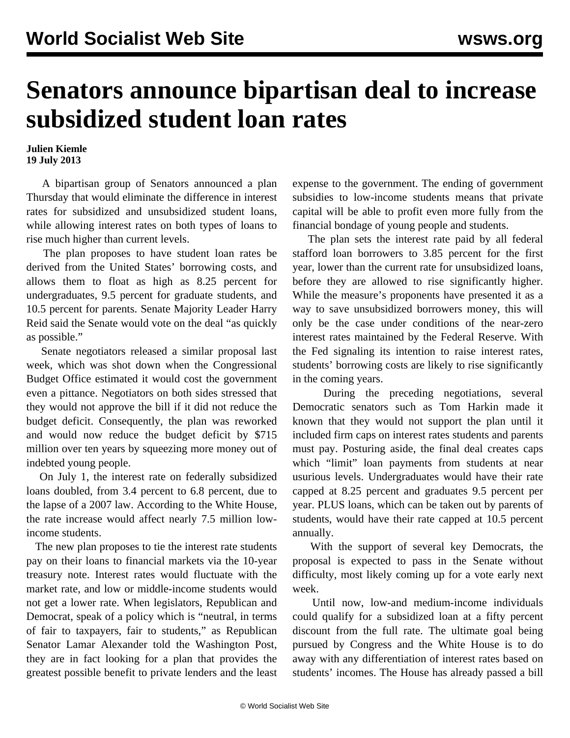# Senators announce bipartisan deal to increase subsidized student loan rates

**Julien Kiemle**
**19 July 2013**

A bipartisan group of Senators announced a plan Thursday that would eliminate the difference in interest rates for subsidized and unsubsidized student loans, while allowing interest rates on both types of loans to rise much higher than current levels.

The plan proposes to have student loan rates be derived from the United States' borrowing costs, and allows them to float as high as 8.25 percent for undergraduates, 9.5 percent for graduate students, and 10.5 percent for parents. Senate Majority Leader Harry Reid said the Senate would vote on the deal "as quickly as possible."

Senate negotiators released a similar proposal last week, which was shot down when the Congressional Budget Office estimated it would cost the government even a pittance. Negotiators on both sides stressed that they would not approve the bill if it did not reduce the budget deficit. Consequently, the plan was reworked and would now reduce the budget deficit by $715 million over ten years by squeezing more money out of indebted young people.

On July 1, the interest rate on federally subsidized loans doubled, from 3.4 percent to 6.8 percent, due to the lapse of a 2007 law. According to the White House, the rate increase would affect nearly 7.5 million low-income students.

The new plan proposes to tie the interest rate students pay on their loans to financial markets via the 10-year treasury note. Interest rates would fluctuate with the market rate, and low or middle-income students would not get a lower rate. When legislators, Republican and Democrat, speak of a policy which is "neutral, in terms of fair to taxpayers, fair to students," as Republican Senator Lamar Alexander told the Washington Post, they are in fact looking for a plan that provides the greatest possible benefit to private lenders and the least expense to the government. The ending of government subsidies to low-income students means that private capital will be able to profit even more fully from the financial bondage of young people and students.

The plan sets the interest rate paid by all federal stafford loan borrowers to 3.85 percent for the first year, lower than the current rate for unsubsidized loans, before they are allowed to rise significantly higher. While the measure's proponents have presented it as a way to save unsubsidized borrowers money, this will only be the case under conditions of the near-zero interest rates maintained by the Federal Reserve. With the Fed signaling its intention to raise interest rates, students' borrowing costs are likely to rise significantly in the coming years.

During the preceding negotiations, several Democratic senators such as Tom Harkin made it known that they would not support the plan until it included firm caps on interest rates students and parents must pay. Posturing aside, the final deal creates caps which "limit" loan payments from students at near usurious levels. Undergraduates would have their rate capped at 8.25 percent and graduates 9.5 percent per year. PLUS loans, which can be taken out by parents of students, would have their rate capped at 10.5 percent annually.

With the support of several key Democrats, the proposal is expected to pass in the Senate without difficulty, most likely coming up for a vote early next week.

Until now, low-and medium-income individuals could qualify for a subsidized loan at a fifty percent discount from the full rate. The ultimate goal being pursued by Congress and the White House is to do away with any differentiation of interest rates based on students' incomes. The House has already passed a bill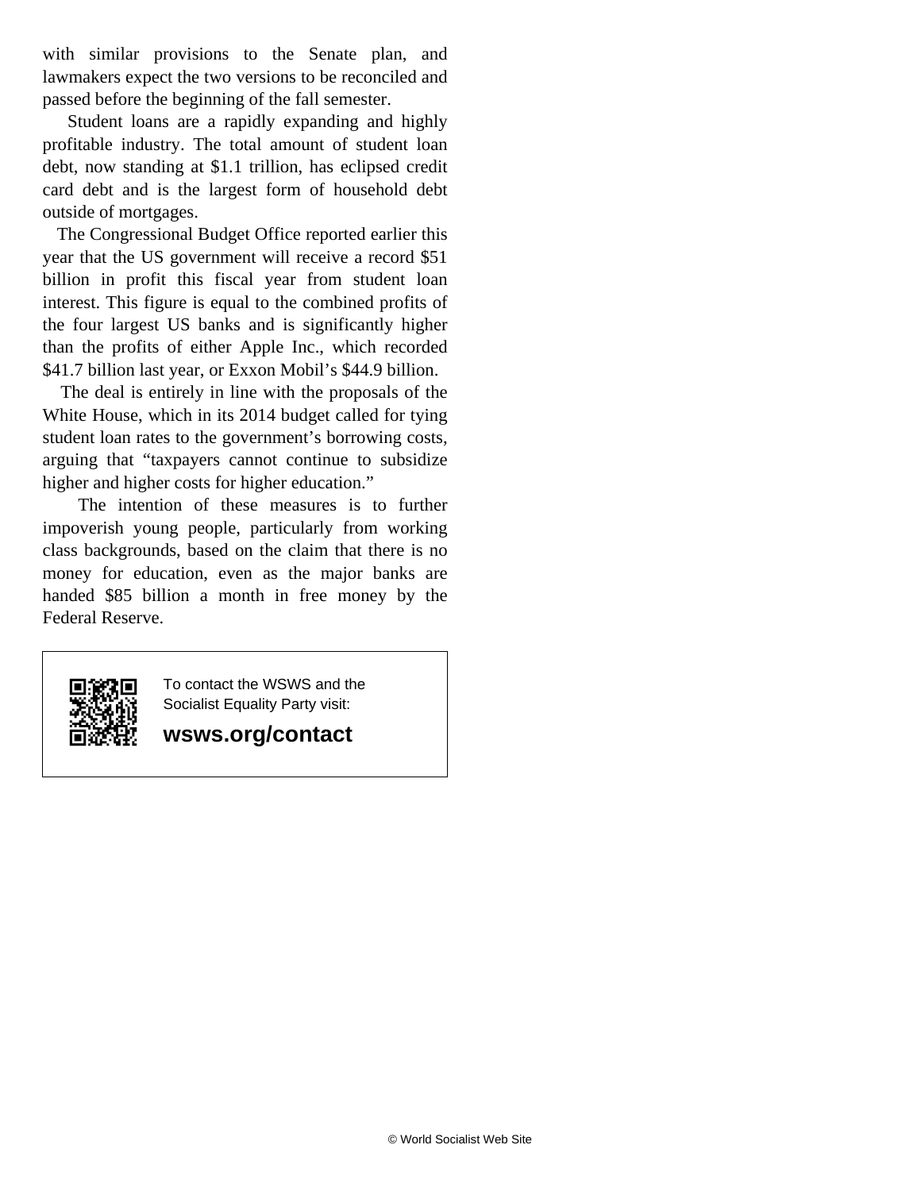with similar provisions to the Senate plan, and lawmakers expect the two versions to be reconciled and passed before the beginning of the fall semester.

Student loans are a rapidly expanding and highly profitable industry. The total amount of student loan debt, now standing at $1.1 trillion, has eclipsed credit card debt and is the largest form of household debt outside of mortgages.

The Congressional Budget Office reported earlier this year that the US government will receive a record $51 billion in profit this fiscal year from student loan interest. This figure is equal to the combined profits of the four largest US banks and is significantly higher than the profits of either Apple Inc., which recorded $41.7 billion last year, or Exxon Mobil's $44.9 billion.

The deal is entirely in line with the proposals of the White House, which in its 2014 budget called for tying student loan rates to the government's borrowing costs, arguing that "taxpayers cannot continue to subsidize higher and higher costs for higher education."

The intention of these measures is to further impoverish young people, particularly from working class backgrounds, based on the claim that there is no money for education, even as the major banks are handed $85 billion a month in free money by the Federal Reserve.

To contact the WSWS and the Socialist Equality Party visit:

**wsws.org/contact**

© World Socialist Web Site